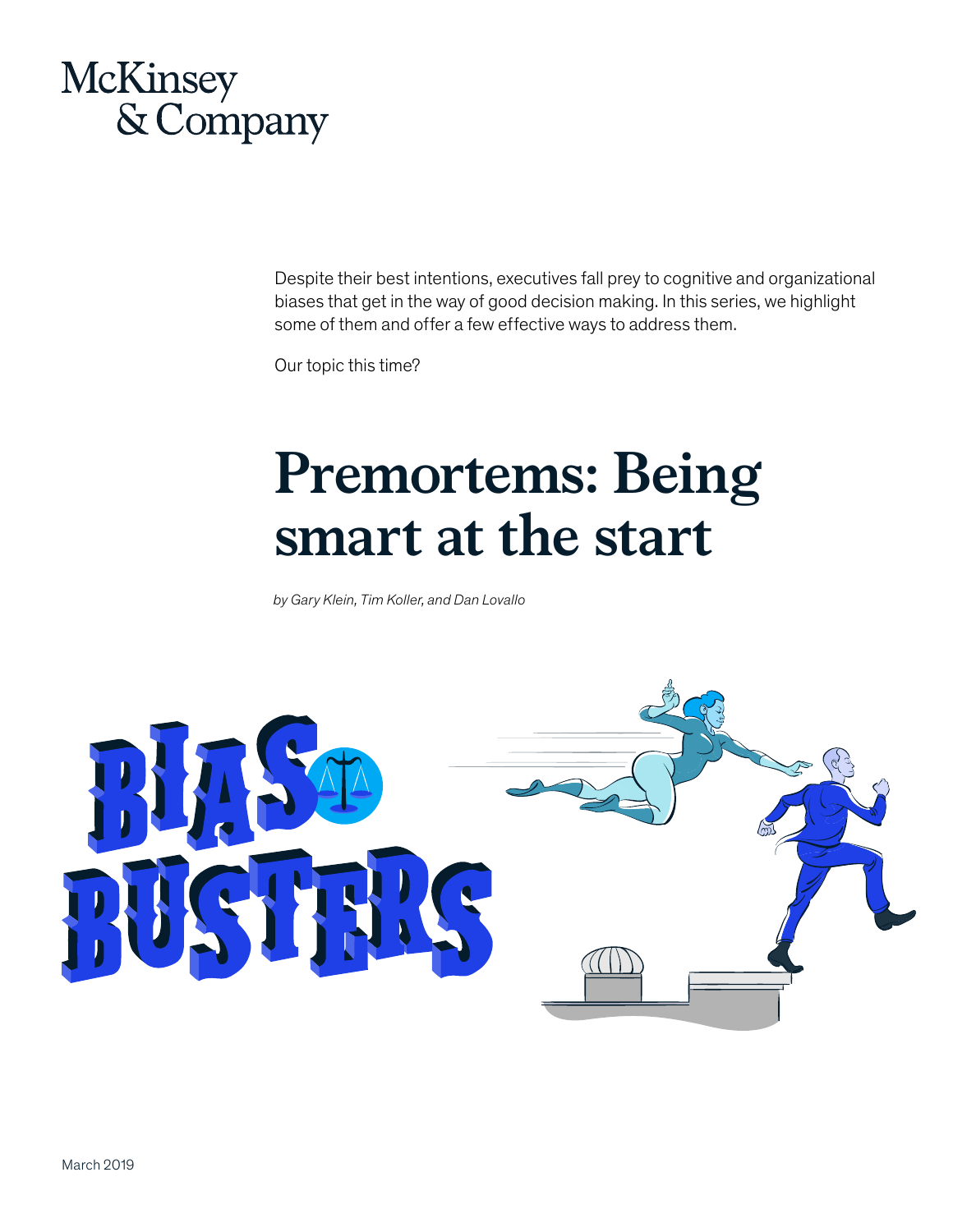McKinsey & Company

Despite their best intentions, executives fall prey to cognitive and organizational biases that get in the way of good decision making. In this series, we highlight some of them and offer a few effective ways to address them.

Our topic this time?

# Premortems: Being smart at the start

*by Gary Klein, Tim Koller, and Dan Lovallo*

BIAS BUSTERS

March 2019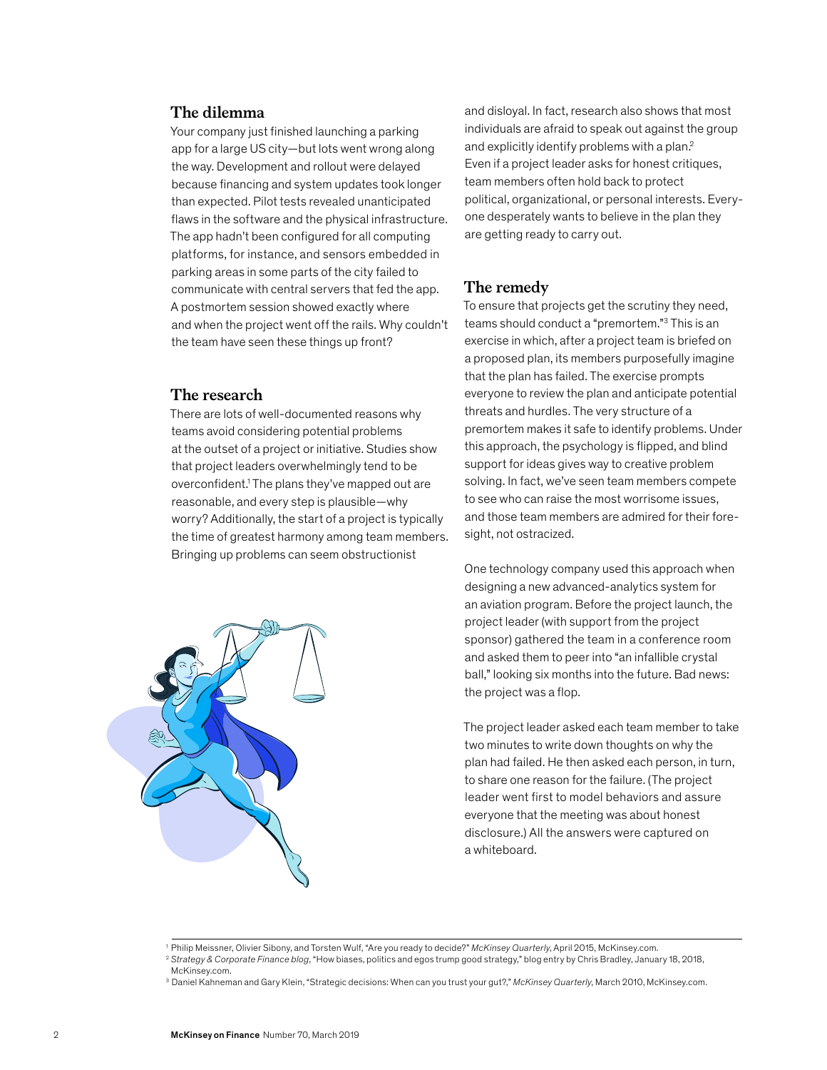## The dilemma

Your company just finished launching a parking app for a large US city—but lots went wrong along the way. Development and rollout were delayed because financing and system updates took longer than expected. Pilot tests revealed unanticipated flaws in the software and the physical infrastructure. The app hadn't been configured for all computing platforms, for instance, and sensors embedded in parking areas in some parts of the city failed to communicate with central servers that fed the app. A postmortem session showed exactly where and when the project went off the rails. Why couldn't the team have seen these things up front?

## The research

There are lots of well-documented reasons why teams avoid considering potential problems at the outset of a project or initiative. Studies show that project leaders overwhelmingly tend to be overconfident.[1] The plans they've mapped out are reasonable, and every step is plausible—why worry? Additionally, the start of a project is typically the time of greatest harmony among team members. Bringing up problems can seem obstructionist and disloyal. In fact, research also shows that most individuals are afraid to speak out against the group and explicitly identify problems with a plan.[2] Even if a project leader asks for honest critiques, team members often hold back to protect political, organizational, or personal interests. Everyone desperately wants to believe in the plan they are getting ready to carry out.

## The remedy

To ensure that projects get the scrutiny they need, teams should conduct a "premortem."[3] This is an exercise in which, after a project team is briefed on a proposed plan, its members purposefully imagine that the plan has failed. The exercise prompts everyone to review the plan and anticipate potential threats and hurdles. The very structure of a premortem makes it safe to identify problems. Under this approach, the psychology is flipped, and blind support for ideas gives way to creative problem solving. In fact, we've seen team members compete to see who can raise the most worrisome issues, and those team members are admired for their foresight, not ostracized.

One technology company used this approach when designing a new advanced-analytics system for an aviation program. Before the project launch, the project leader (with support from the project sponsor) gathered the team in a conference room and asked them to peer into "an infallible crystal ball," looking six months into the future. Bad news: the project was a flop.

The project leader asked each team member to take two minutes to write down thoughts on why the plan had failed. He then asked each person, in turn, to share one reason for the failure. (The project leader went first to model behaviors and assure everyone that the meeting was about honest disclosure.) All the answers were captured on a whiteboard.

---

[1] Philip Meissner, Olivier Sibony, and Torsten Wulf, "Are you ready to decide?" *McKinsey Quarterly*, April 2015, McKinsey.com.

[2] *Strategy & Corporate Finance blog*, "How biases, politics and egos trump good strategy," blog entry by Chris Bradley, January 18, 2018, McKinsey.com.

[3] Daniel Kahneman and Gary Klein, "Strategic decisions: When can you trust your gut?," *McKinsey Quarterly*, March 2010, McKinsey.com.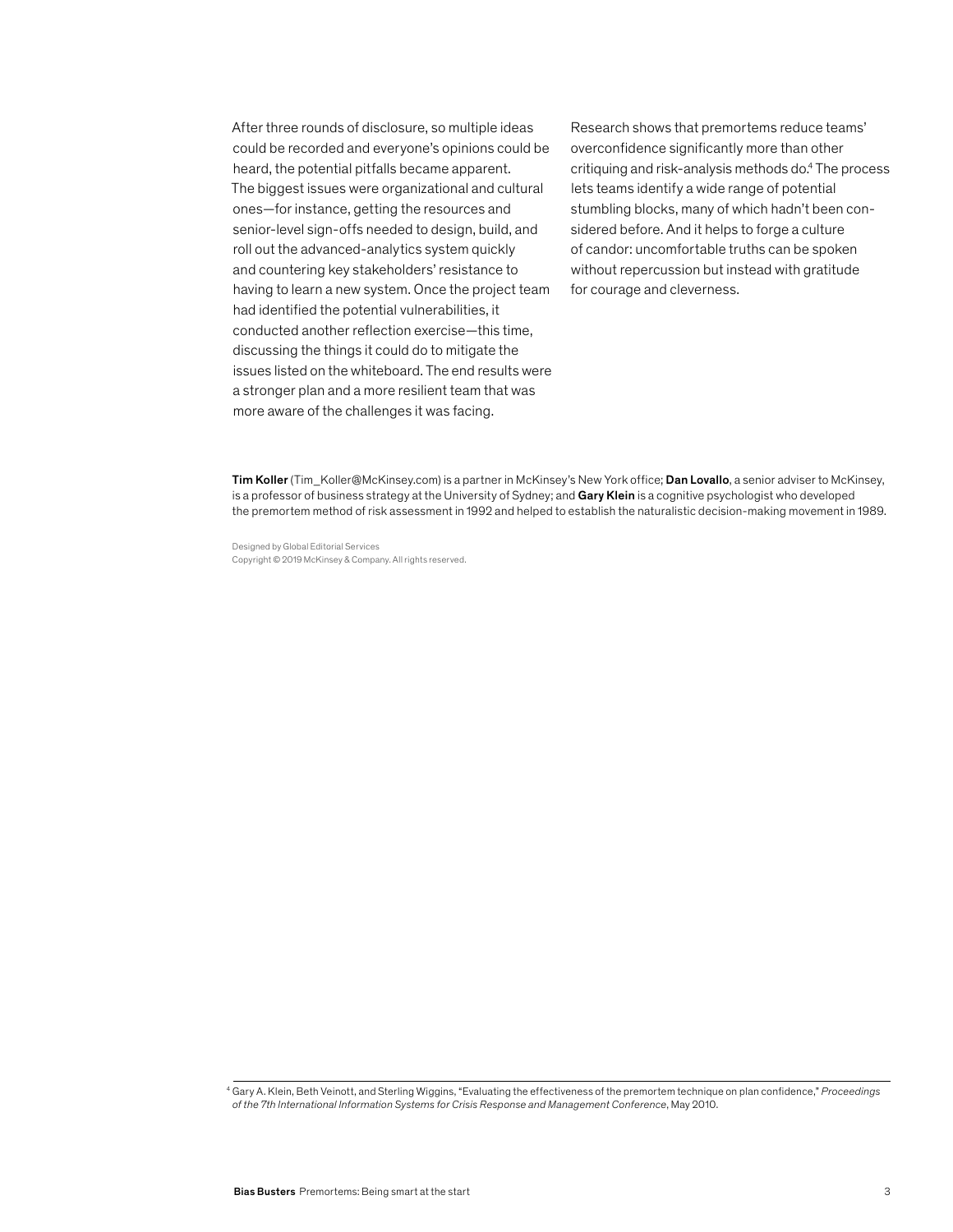After three rounds of disclosure, so multiple ideas could be recorded and everyone's opinions could be heard, the potential pitfalls became apparent. The biggest issues were organizational and cultural ones—for instance, getting the resources and senior-level sign-offs needed to design, build, and roll out the advanced-analytics system quickly and countering key stakeholders' resistance to having to learn a new system. Once the project team had identified the potential vulnerabilities, it conducted another reflection exercise—this time, discussing the things it could do to mitigate the issues listed on the whiteboard. The end results were a stronger plan and a more resilient team that was more aware of the challenges it was facing.

Research shows that premortems reduce teams' overconfidence significantly more than other critiquing and risk-analysis methods do.[4] The process lets teams identify a wide range of potential stumbling blocks, many of which hadn't been considered before. And it helps to forge a culture of candor: uncomfortable truths can be spoken without repercussion but instead with gratitude for courage and cleverness.

**Tim Koller** (Tim_Koller@McKinsey.com) is a partner in McKinsey's New York office; **Dan Lovallo**, a senior adviser to McKinsey, is a professor of business strategy at the University of Sydney; and **Gary Klein** is a cognitive psychologist who developed the premortem method of risk assessment in 1992 and helped to establish the naturalistic decision-making movement in 1989.

Designed by Global Editorial Services
Copyright © 2019 McKinsey & Company. All rights reserved.

---

[4] Gary A. Klein, Beth Veinott, and Sterling Wiggins, "Evaluating the effectiveness of the premortem technique on plan confidence," *Proceedings of the 7th International Information Systems for Crisis Response and Management Conference*, May 2010.